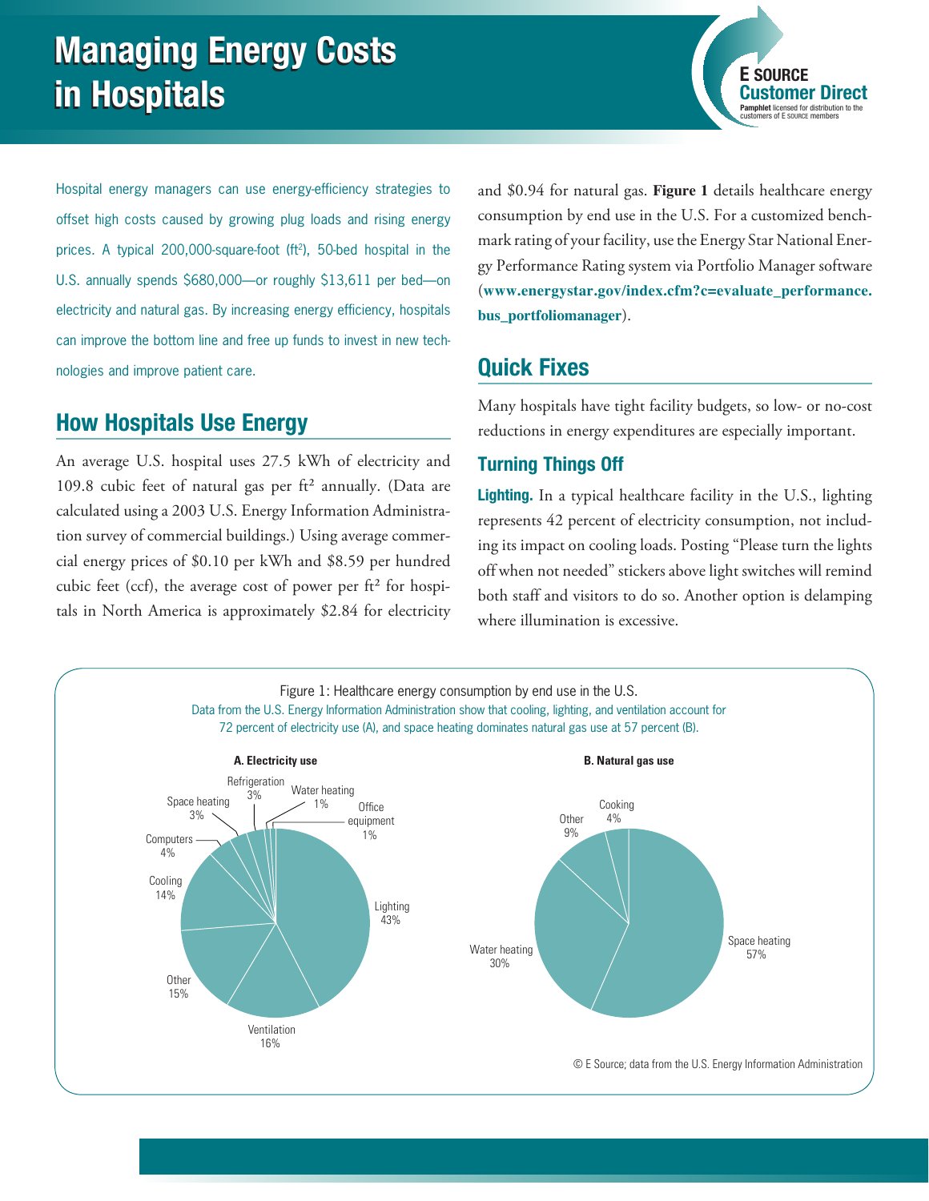# Managing Energy Costs in Hospitals

E SOURCE Customer Direct
**Pamphlet** licensed for distribution to the customers of E SOURCE members

Hospital energy managers can use energy-efficiency strategies to offset high costs caused by growing plug loads and rising energy prices. A typical 200,000-square-foot ($ft^2$), 50-bed hospital in the U.S. annually spends $680,000—or roughly $13,611 per bed—on electricity and natural gas. By increasing energy efficiency, hospitals can improve the bottom line and free up funds to invest in new technologies and improve patient care.

## How Hospitals Use Energy

An average U.S. hospital uses 27.5 kWh of electricity and 109.8 cubic feet of natural gas per $ft^2$ annually. (Data are calculated using a 2003 U.S. Energy Information Administration survey of commercial buildings.) Using average commercial energy prices of $0.10 per kWh and $8.59 per hundred cubic feet (ccf), the average cost of power per $ft^2$ for hospitals in North America is approximately $2.84 for electricity and $0.94 for natural gas. **Figure 1** details healthcare energy consumption by end use in the U.S. For a customized benchmark rating of your facility, use the Energy Star National Energy Performance Rating system via Portfolio Manager software (**www.energystar.gov/index.cfm?c=evaluate_performance.bus_portfoliomanager**).

## Quick Fixes

Many hospitals have tight facility budgets, so low- or no-cost reductions in energy expenditures are especially important.

### Turning Things Off

**Lighting.** In a typical healthcare facility in the U.S., lighting represents 42 percent of electricity consumption, not including its impact on cooling loads. Posting "Please turn the lights off when not needed" stickers above light switches will remind both staff and visitors to do so. Another option is delamping where illumination is excessive.

Figure 1: Healthcare energy consumption by end use in the U.S.

Data from the U.S. Energy Information Administration show that cooling, lighting, and ventilation account for 72 percent of electricity use (A), and space heating dominates natural gas use at 57 percent (B).

**A. Electricity use**

| End use | Share |
|---|---|
| Lighting | 43% |
| Ventilation | 16% |
| Other | 15% |
| Cooling | 14% |
| Computers | 4% |
| Space heating | 3% |
| Refrigeration | 3% |
| Water heating | 1% |
| Office equipment | 1% |

**B. Natural gas use**

| End use | Share |
|---|---|
| Space heating | 57% |
| Water heating | 30% |
| Other | 9% |
| Cooking | 4% |

© E Source; data from the U.S. Energy Information Administration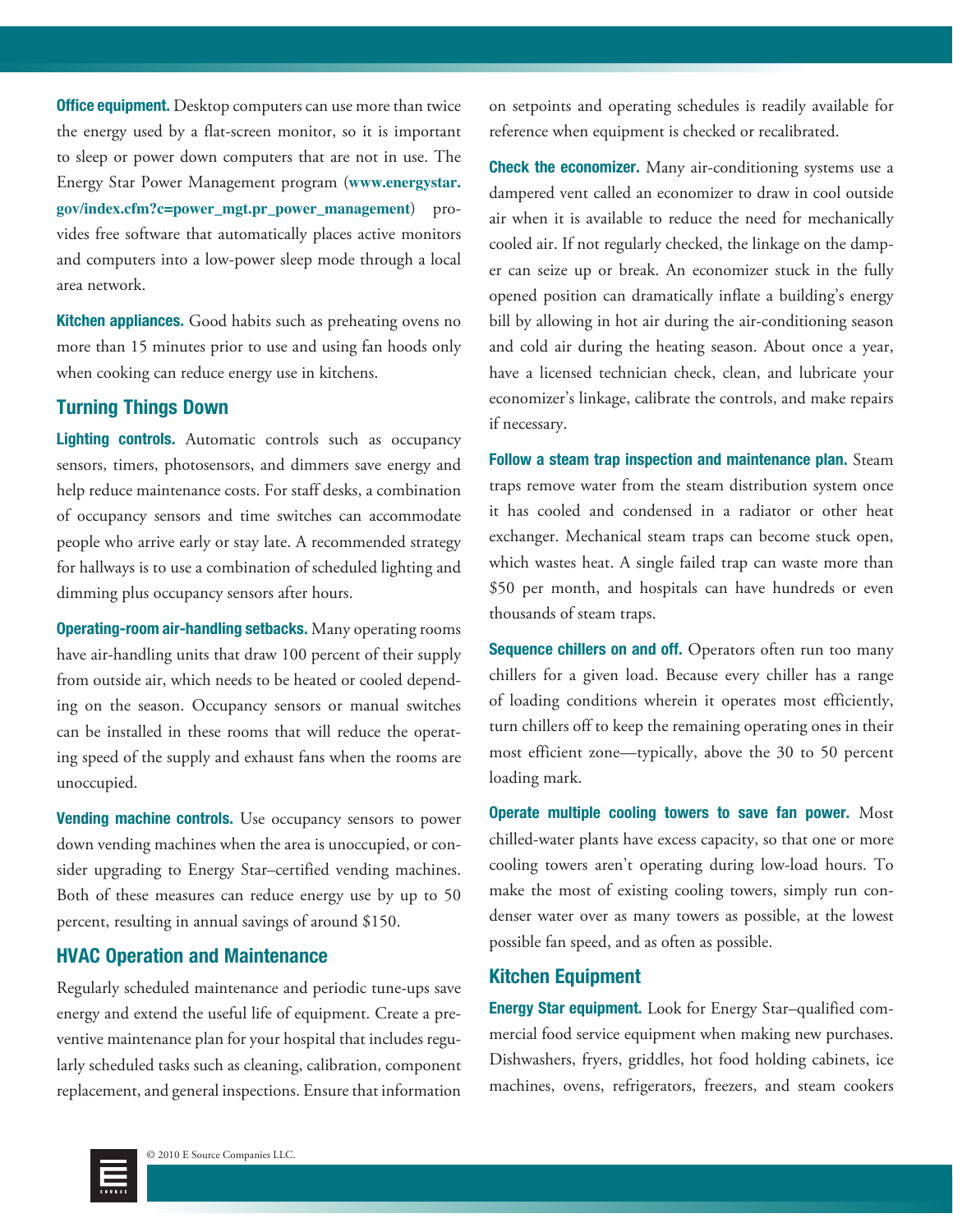**Office equipment.** Desktop computers can use more than twice the energy used by a flat-screen monitor, so it is important to sleep or power down computers that are not in use. The Energy Star Power Management program (**www.energystar.gov/index.cfm?c=power_mgt.pr_power_management**) provides free software that automatically places active monitors and computers into a low-power sleep mode through a local area network.

**Kitchen appliances.** Good habits such as preheating ovens no more than 15 minutes prior to use and using fan hoods only when cooking can reduce energy use in kitchens.

## Turning Things Down

**Lighting controls.** Automatic controls such as occupancy sensors, timers, photosensors, and dimmers save energy and help reduce maintenance costs. For staff desks, a combination of occupancy sensors and time switches can accommodate people who arrive early or stay late. A recommended strategy for hallways is to use a combination of scheduled lighting and dimming plus occupancy sensors after hours.

**Operating-room air-handling setbacks.** Many operating rooms have air-handling units that draw 100 percent of their supply from outside air, which needs to be heated or cooled depending on the season. Occupancy sensors or manual switches can be installed in these rooms that will reduce the operating speed of the supply and exhaust fans when the rooms are unoccupied.

**Vending machine controls.** Use occupancy sensors to power down vending machines when the area is unoccupied, or consider upgrading to Energy Star–certified vending machines. Both of these measures can reduce energy use by up to 50 percent, resulting in annual savings of around $150.

## HVAC Operation and Maintenance

Regularly scheduled maintenance and periodic tune-ups save energy and extend the useful life of equipment. Create a preventive maintenance plan for your hospital that includes regularly scheduled tasks such as cleaning, calibration, component replacement, and general inspections. Ensure that information on setpoints and operating schedules is readily available for reference when equipment is checked or recalibrated.

**Check the economizer.** Many air-conditioning systems use a dampered vent called an economizer to draw in cool outside air when it is available to reduce the need for mechanically cooled air. If not regularly checked, the linkage on the damper can seize up or break. An economizer stuck in the fully opened position can dramatically inflate a building's energy bill by allowing in hot air during the air-conditioning season and cold air during the heating season. About once a year, have a licensed technician check, clean, and lubricate your economizer's linkage, calibrate the controls, and make repairs if necessary.

**Follow a steam trap inspection and maintenance plan.** Steam traps remove water from the steam distribution system once it has cooled and condensed in a radiator or other heat exchanger. Mechanical steam traps can become stuck open, which wastes heat. A single failed trap can waste more than $50 per month, and hospitals can have hundreds or even thousands of steam traps.

**Sequence chillers on and off.** Operators often run too many chillers for a given load. Because every chiller has a range of loading conditions wherein it operates most efficiently, turn chillers off to keep the remaining operating ones in their most efficient zone—typically, above the 30 to 50 percent loading mark.

**Operate multiple cooling towers to save fan power.** Most chilled-water plants have excess capacity, so that one or more cooling towers aren't operating during low-load hours. To make the most of existing cooling towers, simply run condenser water over as many towers as possible, at the lowest possible fan speed, and as often as possible.

## Kitchen Equipment

**Energy Star equipment.** Look for Energy Star–qualified commercial food service equipment when making new purchases. Dishwashers, fryers, griddles, hot food holding cabinets, ice machines, ovens, refrigerators, freezers, and steam cookers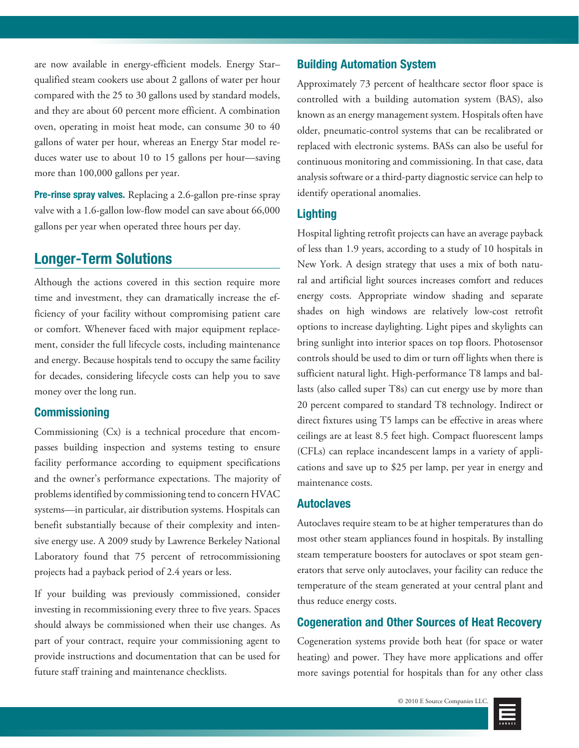are now available in energy-efficient models. Energy Star–qualified steam cookers use about 2 gallons of water per hour compared with the 25 to 30 gallons used by standard models, and they are about 60 percent more efficient. A combination oven, operating in moist heat mode, can consume 30 to 40 gallons of water per hour, whereas an Energy Star model reduces water use to about 10 to 15 gallons per hour—saving more than 100,000 gallons per year.

**Pre-rinse spray valves.** Replacing a 2.6-gallon pre-rinse spray valve with a 1.6-gallon low-flow model can save about 66,000 gallons per year when operated three hours per day.

## Longer-Term Solutions

Although the actions covered in this section require more time and investment, they can dramatically increase the efficiency of your facility without compromising patient care or comfort. Whenever faced with major equipment replacement, consider the full lifecycle costs, including maintenance and energy. Because hospitals tend to occupy the same facility for decades, considering lifecycle costs can help you to save money over the long run.

### Commissioning

Commissioning (Cx) is a technical procedure that encompasses building inspection and systems testing to ensure facility performance according to equipment specifications and the owner's performance expectations. The majority of problems identified by commissioning tend to concern HVAC systems—in particular, air distribution systems. Hospitals can benefit substantially because of their complexity and intensive energy use. A 2009 study by Lawrence Berkeley National Laboratory found that 75 percent of retrocommissioning projects had a payback period of 2.4 years or less.

If your building was previously commissioned, consider investing in recommissioning every three to five years. Spaces should always be commissioned when their use changes. As part of your contract, require your commissioning agent to provide instructions and documentation that can be used for future staff training and maintenance checklists.

### Building Automation System

Approximately 73 percent of healthcare sector floor space is controlled with a building automation system (BAS), also known as an energy management system. Hospitals often have older, pneumatic-control systems that can be recalibrated or replaced with electronic systems. BASs can also be useful for continuous monitoring and commissioning. In that case, data analysis software or a third-party diagnostic service can help to identify operational anomalies.

### Lighting

Hospital lighting retrofit projects can have an average payback of less than 1.9 years, according to a study of 10 hospitals in New York. A design strategy that uses a mix of both natural and artificial light sources increases comfort and reduces energy costs. Appropriate window shading and separate shades on high windows are relatively low-cost retrofit options to increase daylighting. Light pipes and skylights can bring sunlight into interior spaces on top floors. Photosensor controls should be used to dim or turn off lights when there is sufficient natural light. High-performance T8 lamps and ballasts (also called super T8s) can cut energy use by more than 20 percent compared to standard T8 technology. Indirect or direct fixtures using T5 lamps can be effective in areas where ceilings are at least 8.5 feet high. Compact fluorescent lamps (CFLs) can replace incandescent lamps in a variety of applications and save up to $25 per lamp, per year in energy and maintenance costs.

### Autoclaves

Autoclaves require steam to be at higher temperatures than do most other steam appliances found in hospitals. By installing steam temperature boosters for autoclaves or spot steam generators that serve only autoclaves, your facility can reduce the temperature of the steam generated at your central plant and thus reduce energy costs.

### Cogeneration and Other Sources of Heat Recovery

Cogeneration systems provide both heat (for space or water heating) and power. They have more applications and offer more savings potential for hospitals than for any other class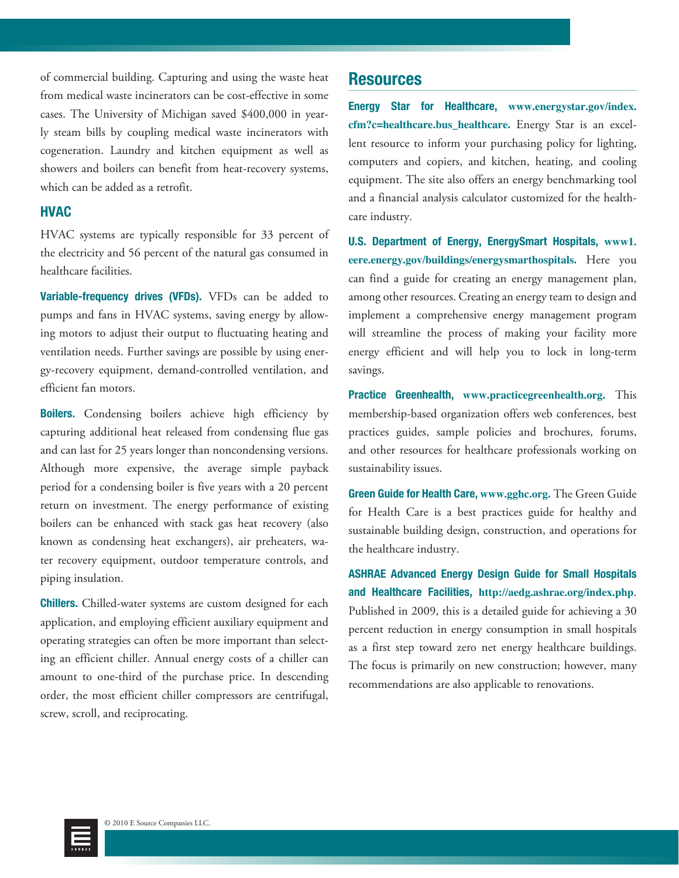of commercial building. Capturing and using the waste heat from medical waste incinerators can be cost-effective in some cases. The University of Michigan saved $400,000 in yearly steam bills by coupling medical waste incinerators with cogeneration. Laundry and kitchen equipment as well as showers and boilers can benefit from heat-recovery systems, which can be added as a retrofit.

## HVAC

HVAC systems are typically responsible for 33 percent of the electricity and 56 percent of the natural gas consumed in healthcare facilities.

**Variable-frequency drives (VFDs).** VFDs can be added to pumps and fans in HVAC systems, saving energy by allowing motors to adjust their output to fluctuating heating and ventilation needs. Further savings are possible by using energy-recovery equipment, demand-controlled ventilation, and efficient fan motors.

**Boilers.** Condensing boilers achieve high efficiency by capturing additional heat released from condensing flue gas and can last for 25 years longer than noncondensing versions. Although more expensive, the average simple payback period for a condensing boiler is five years with a 20 percent return on investment. The energy performance of existing boilers can be enhanced with stack gas heat recovery (also known as condensing heat exchangers), air preheaters, water recovery equipment, outdoor temperature controls, and piping insulation.

**Chillers.** Chilled-water systems are custom designed for each application, and employing efficient auxiliary equipment and operating strategies can often be more important than selecting an efficient chiller. Annual energy costs of a chiller can amount to one-third of the purchase price. In descending order, the most efficient chiller compressors are centrifugal, screw, scroll, and reciprocating.

## Resources

**Energy Star for Healthcare, www.energystar.gov/index.cfm?c=healthcare.bus_healthcare.** Energy Star is an excellent resource to inform your purchasing policy for lighting, computers and copiers, and kitchen, heating, and cooling equipment. The site also offers an energy benchmarking tool and a financial analysis calculator customized for the healthcare industry.

**U.S. Department of Energy, EnergySmart Hospitals, www1.eere.energy.gov/buildings/energysmarthospitals.** Here you can find a guide for creating an energy management plan, among other resources. Creating an energy team to design and implement a comprehensive energy management program will streamline the process of making your facility more energy efficient and will help you to lock in long-term savings.

**Practice Greenhealth, www.practicegreenhealth.org.** This membership-based organization offers web conferences, best practices guides, sample policies and brochures, forums, and other resources for healthcare professionals working on sustainability issues.

**Green Guide for Health Care, www.gghc.org.** The Green Guide for Health Care is a best practices guide for healthy and sustainable building design, construction, and operations for the healthcare industry.

**ASHRAE Advanced Energy Design Guide for Small Hospitals and Healthcare Facilities, http://aedg.ashrae.org/index.php.** Published in 2009, this is a detailed guide for achieving a 30 percent reduction in energy consumption in small hospitals as a first step toward zero net energy healthcare buildings. The focus is primarily on new construction; however, many recommendations are also applicable to renovations.

© 2010 E Source Companies LLC.